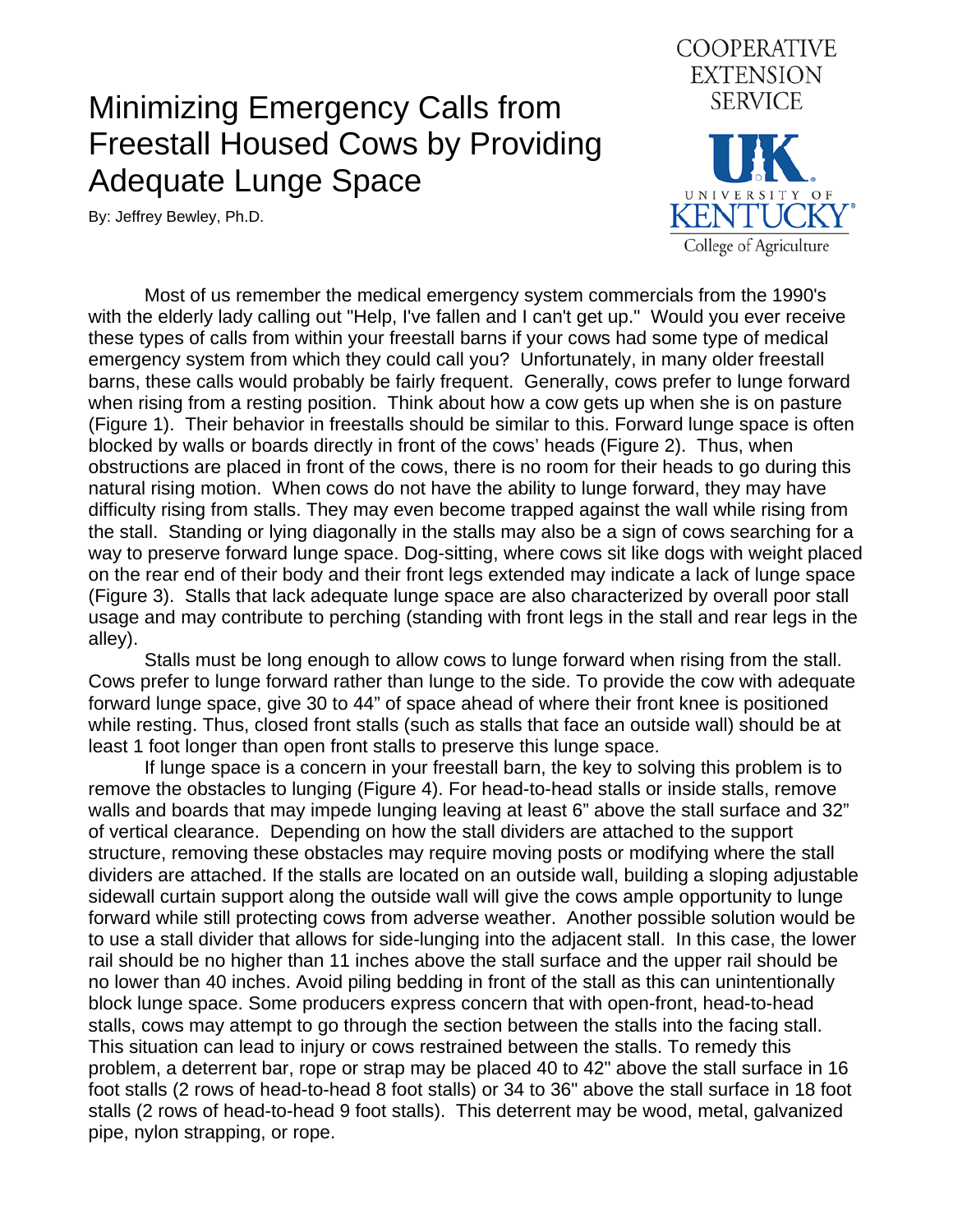# Minimizing Emergency Calls from Freestall Housed Cows by Providing Adequate Lunge Space

COOPERATIVE EXTENSION SERVICE

UNIVERSITY OF KENTUCKY
College of Agriculture

By: Jeffrey Bewley, Ph.D.

Most of us remember the medical emergency system commercials from the 1990's with the elderly lady calling out "Help, I've fallen and I can't get up." Would you ever receive these types of calls from within your freestall barns if your cows had some type of medical emergency system from which they could call you? Unfortunately, in many older freestall barns, these calls would probably be fairly frequent. Generally, cows prefer to lunge forward when rising from a resting position. Think about how a cow gets up when she is on pasture (Figure 1). Their behavior in freestalls should be similar to this. Forward lunge space is often blocked by walls or boards directly in front of the cows' heads (Figure 2). Thus, when obstructions are placed in front of the cows, there is no room for their heads to go during this natural rising motion. When cows do not have the ability to lunge forward, they may have difficulty rising from stalls. They may even become trapped against the wall while rising from the stall. Standing or lying diagonally in the stalls may also be a sign of cows searching for a way to preserve forward lunge space. Dog-sitting, where cows sit like dogs with weight placed on the rear end of their body and their front legs extended may indicate a lack of lunge space (Figure 3). Stalls that lack adequate lunge space are also characterized by overall poor stall usage and may contribute to perching (standing with front legs in the stall and rear legs in the alley).

Stalls must be long enough to allow cows to lunge forward when rising from the stall. Cows prefer to lunge forward rather than lunge to the side. To provide the cow with adequate forward lunge space, give 30 to 44" of space ahead of where their front knee is positioned while resting. Thus, closed front stalls (such as stalls that face an outside wall) should be at least 1 foot longer than open front stalls to preserve this lunge space.

If lunge space is a concern in your freestall barn, the key to solving this problem is to remove the obstacles to lunging (Figure 4). For head-to-head stalls or inside stalls, remove walls and boards that may impede lunging leaving at least 6" above the stall surface and 32" of vertical clearance. Depending on how the stall dividers are attached to the support structure, removing these obstacles may require moving posts or modifying where the stall dividers are attached. If the stalls are located on an outside wall, building a sloping adjustable sidewall curtain support along the outside wall will give the cows ample opportunity to lunge forward while still protecting cows from adverse weather. Another possible solution would be to use a stall divider that allows for side-lunging into the adjacent stall. In this case, the lower rail should be no higher than 11 inches above the stall surface and the upper rail should be no lower than 40 inches. Avoid piling bedding in front of the stall as this can unintentionally block lunge space. Some producers express concern that with open-front, head-to-head stalls, cows may attempt to go through the section between the stalls into the facing stall. This situation can lead to injury or cows restrained between the stalls. To remedy this problem, a deterrent bar, rope or strap may be placed 40 to 42" above the stall surface in 16 foot stalls (2 rows of head-to-head 8 foot stalls) or 34 to 36" above the stall surface in 18 foot stalls (2 rows of head-to-head 9 foot stalls). This deterrent may be wood, metal, galvanized pipe, nylon strapping, or rope.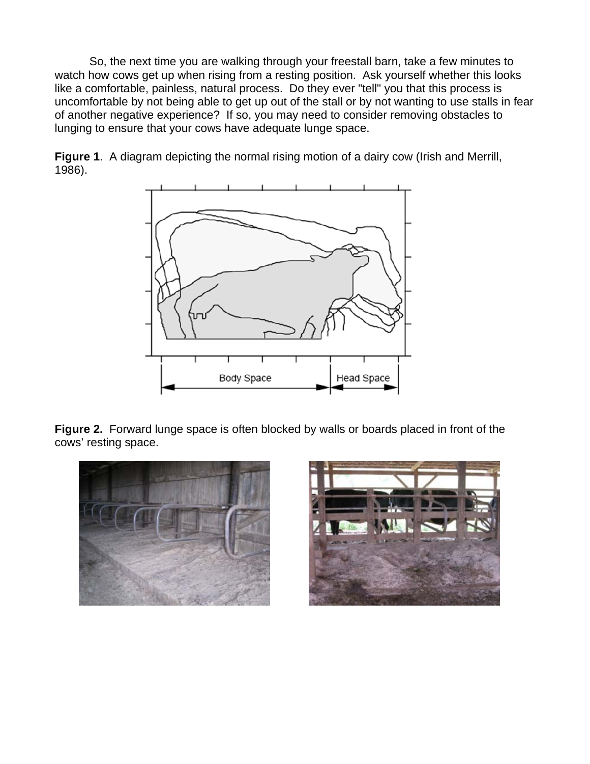So, the next time you are walking through your freestall barn, take a few minutes to watch how cows get up when rising from a resting position. Ask yourself whether this looks like a comfortable, painless, natural process. Do they ever "tell" you that this process is uncomfortable by not being able to get up out of the stall or by not wanting to use stalls in fear of another negative experience? If so, you may need to consider removing obstacles to lunging to ensure that your cows have adequate lunge space.

**Figure 1**. A diagram depicting the normal rising motion of a dairy cow (Irish and Merrill, 1986).

**Figure 2.** Forward lunge space is often blocked by walls or boards placed in front of the cows' resting space.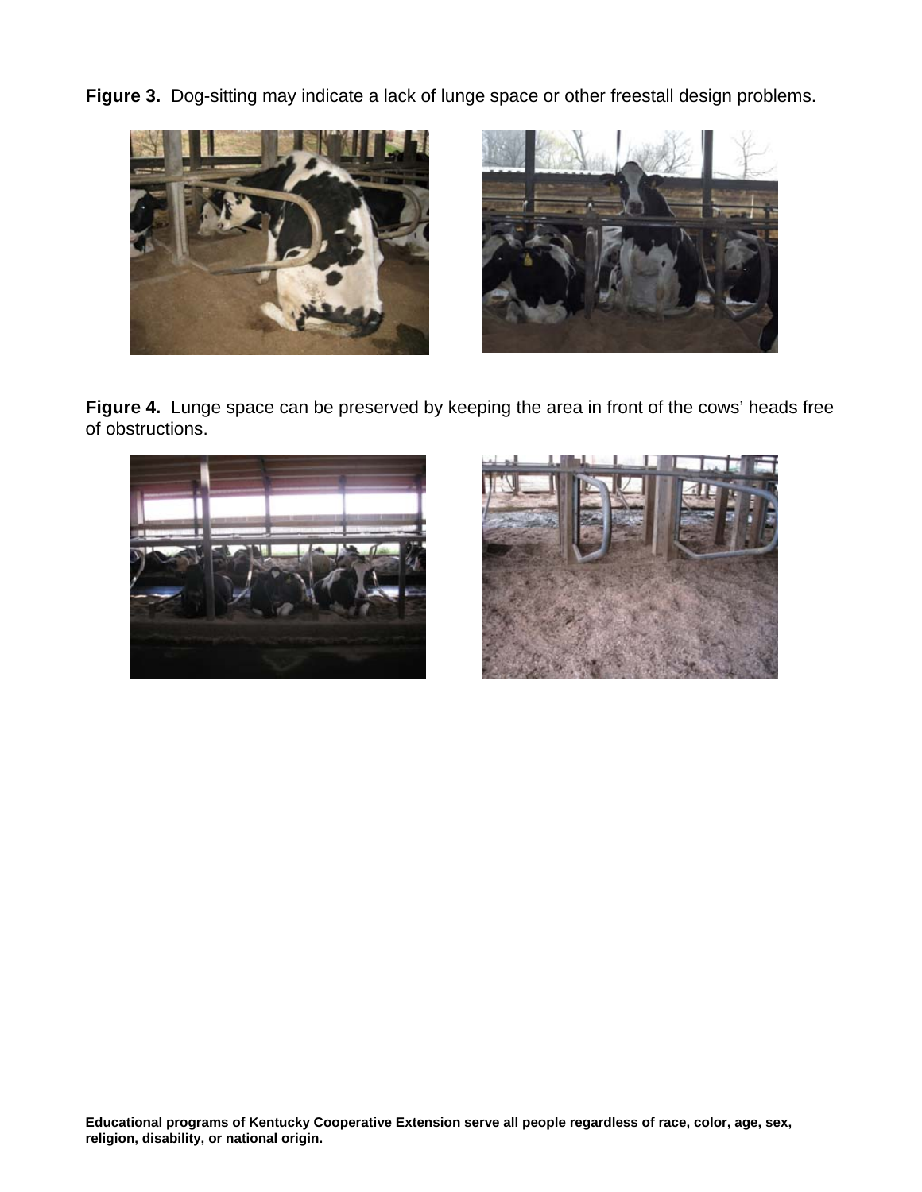**Figure 3.** Dog-sitting may indicate a lack of lunge space or other freestall design problems.

**Figure 4.** Lunge space can be preserved by keeping the area in front of the cows' heads free of obstructions.

**Educational programs of Kentucky Cooperative Extension serve all people regardless of race, color, age, sex, religion, disability, or national origin.**